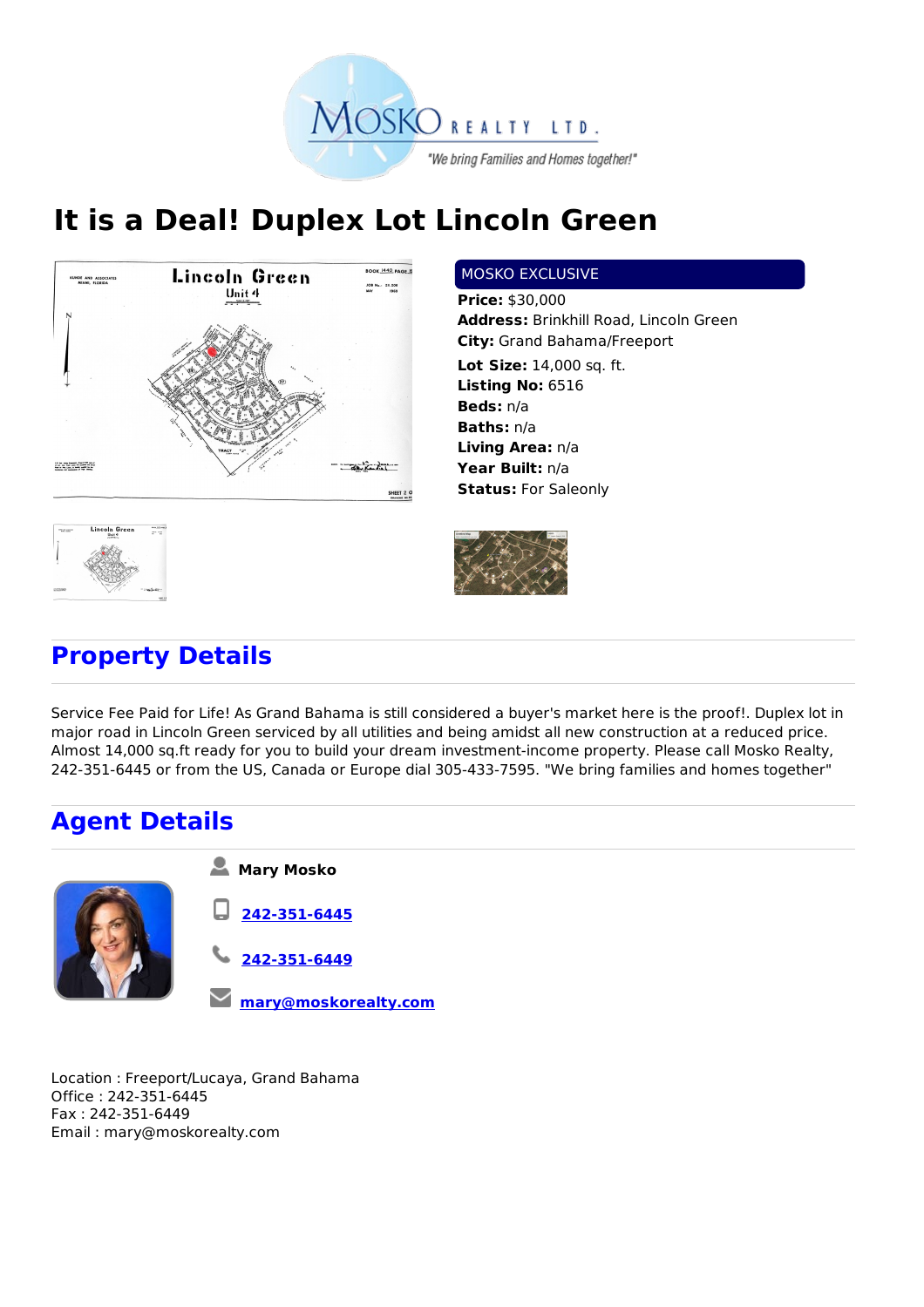MOSKO REALTY LTD.

"We bring Families and Homes together!"

# It is a Deal! Duplex Lot Lincoln Green

MOSKO EXCLUSIVE

**Price:** $30,000
**Address:** Brinkhill Road, Lincoln Green
**City:** Grand Bahama/Freeport
**Lot Size:** 14,000 sq. ft.
**Listing No:** 6516
**Beds:** n/a
**Baths:** n/a
**Living Area:** n/a
**Year Built:** n/a
**Status:** For Saleonly

## Property Details

Service Fee Paid for Life! As Grand Bahama is still considered a buyer's market here is the proof!. Duplex lot in major road in Lincoln Green serviced by all utilities and being amidst all new construction at a reduced price. Almost 14,000 sq.ft ready for you to build your dream investment-income property. Please call Mosko Realty, 242-351-6445 or from the US, Canada or Europe dial 305-433-7595. "We bring families and homes together"

## Agent Details

**Mary Mosko**

242-351-6445

242-351-6449

mary@moskorealty.com

Location : Freeport/Lucaya, Grand Bahama
Office : 242-351-6445
Fax : 242-351-6449
Email : mary@moskorealty.com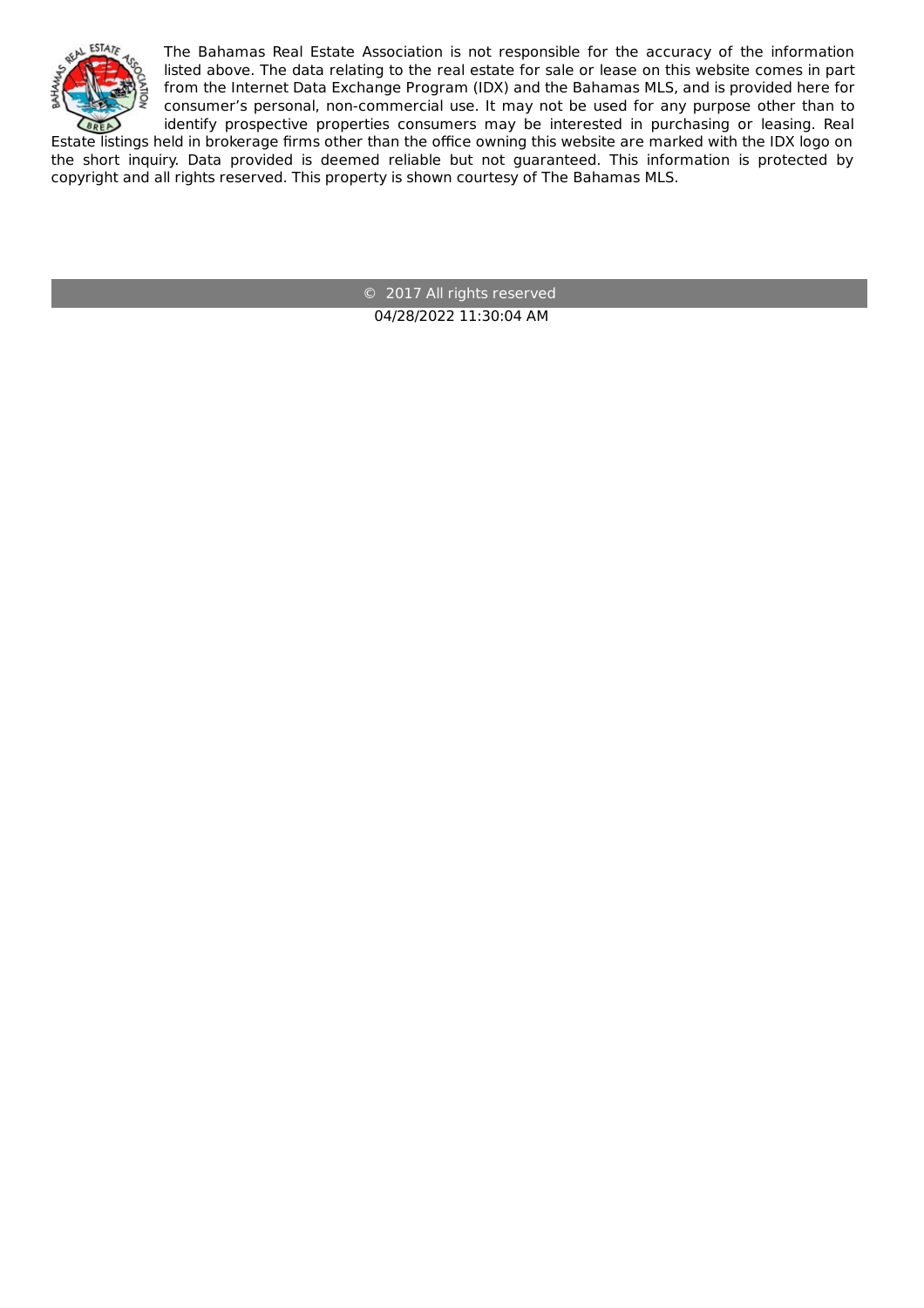The Bahamas Real Estate Association is not responsible for the accuracy of the information listed above. The data relating to the real estate for sale or lease on this website comes in part from the Internet Data Exchange Program (IDX) and the Bahamas MLS, and is provided here for consumer's personal, non-commercial use. It may not be used for any purpose other than to identify prospective properties consumers may be interested in purchasing or leasing. Real Estate listings held in brokerage firms other than the office owning this website are marked with the IDX logo on the short inquiry. Data provided is deemed reliable but not guaranteed. This information is protected by copyright and all rights reserved. This property is shown courtesy of The Bahamas MLS.

© 2017 All rights reserved

04/28/2022 11:30:04 AM